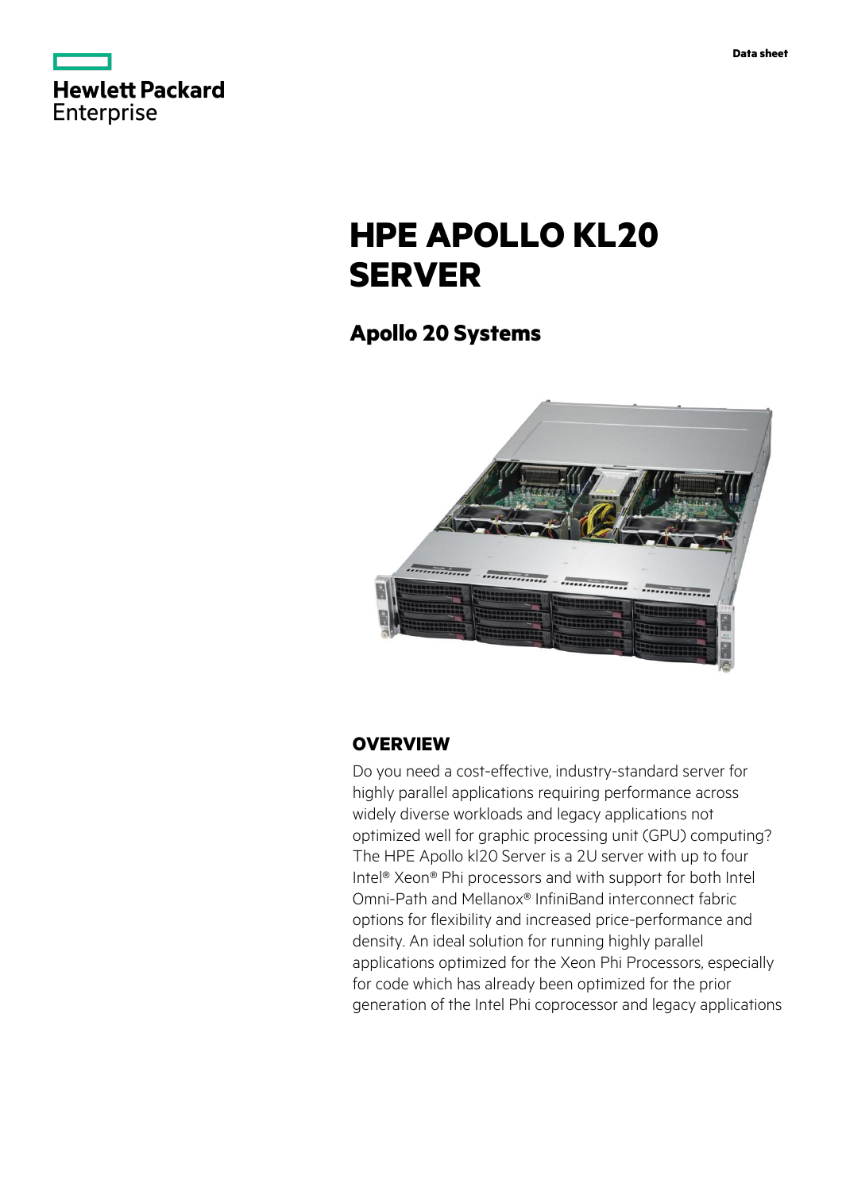Data sheet

# HPE APOLLO KL20 SERVER

## Apollo 20 Systems

## OVERVIEW

Do you need a cost-effective, industry-standard server for highly parallel applications requiring performance across widely diverse workloads and legacy applications not optimized well for graphic processing unit (GPU) computing? The HPE Apollo kl20 Server is a 2U server with up to four Intel® Xeon® Phi processors and with support for both Intel Omni-Path and Mellanox® InfiniBand interconnect fabric options for flexibility and increased price-performance and density. An ideal solution for running highly parallel applications optimized for the Xeon Phi Processors, especially for code which has already been optimized for the prior generation of the Intel Phi coprocessor and legacy applications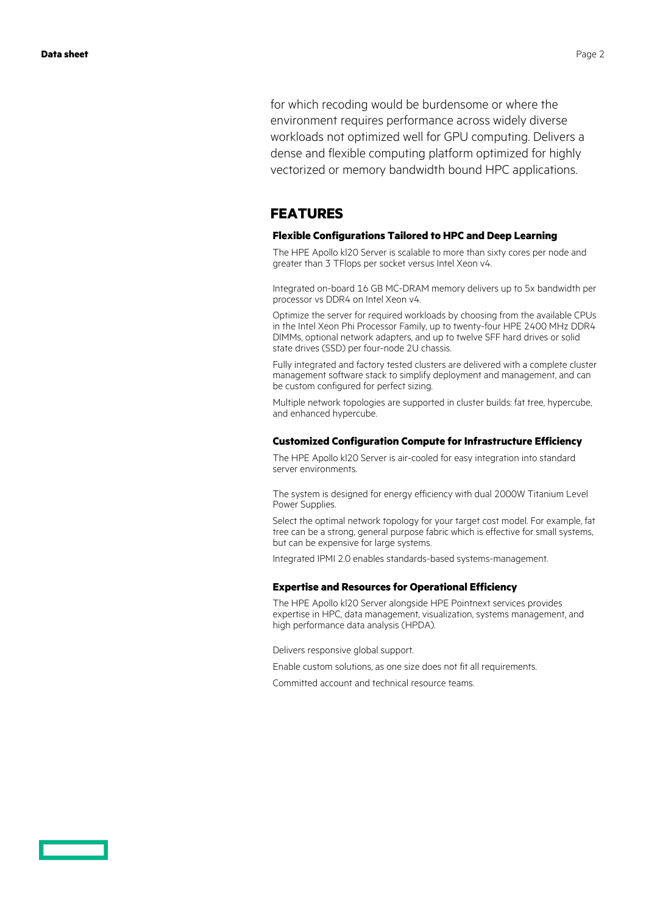for which recoding would be burdensome or where the environment requires performance across widely diverse workloads not optimized well for GPU computing. Delivers a dense and flexible computing platform optimized for highly vectorized or memory bandwidth bound HPC applications.

## FEATURES

### Flexible Configurations Tailored to HPC and Deep Learning

The HPE Apollo kl20 Server is scalable to more than sixty cores per node and greater than 3 TFlops per socket versus Intel Xeon v4.

Integrated on-board 16 GB MC-DRAM memory delivers up to 5x bandwidth per processor vs DDR4 on Intel Xeon v4.

Optimize the server for required workloads by choosing from the available CPUs in the Intel Xeon Phi Processor Family, up to twenty-four HPE 2400 MHz DDR4 DIMMs, optional network adapters, and up to twelve SFF hard drives or solid state drives (SSD) per four-node 2U chassis.

Fully integrated and factory tested clusters are delivered with a complete cluster management software stack to simplify deployment and management, and can be custom configured for perfect sizing.

Multiple network topologies are supported in cluster builds: fat tree, hypercube, and enhanced hypercube.

### Customized Configuration Compute for Infrastructure Efficiency

The HPE Apollo kl20 Server is air-cooled for easy integration into standard server environments.

The system is designed for energy efficiency with dual 2000W Titanium Level Power Supplies.

Select the optimal network topology for your target cost model. For example, fat tree can be a strong, general purpose fabric which is effective for small systems, but can be expensive for large systems.

Integrated IPMI 2.0 enables standards-based systems-management.

### Expertise and Resources for Operational Efficiency

The HPE Apollo kl20 Server alongside HPE Pointnext services provides expertise in HPC, data management, visualization, systems management, and high performance data analysis (HPDA).

Delivers responsive global support.

Enable custom solutions, as one size does not fit all requirements.

Committed account and technical resource teams.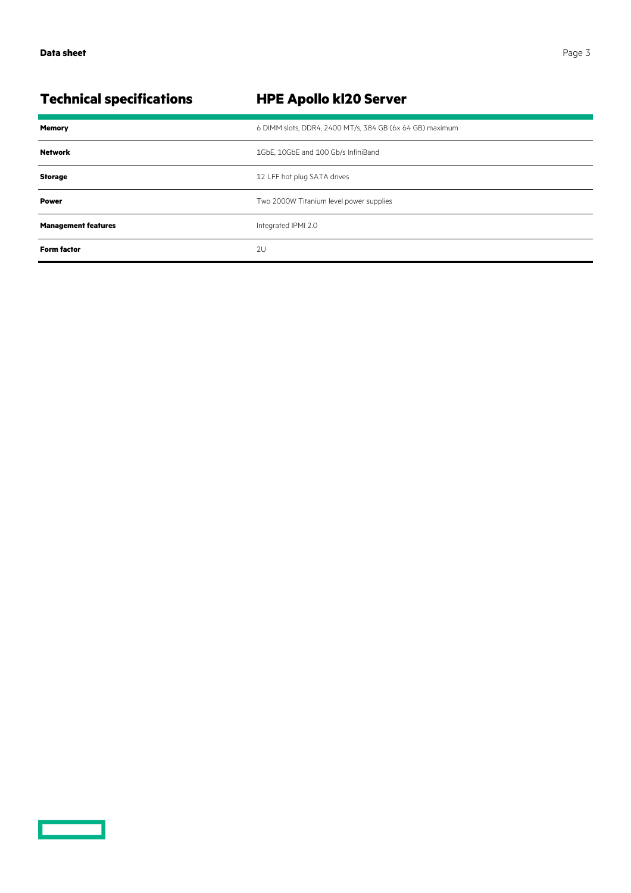## Technical specifications

| | HPE Apollo kl20 Server |
|---|---|
| **Memory** | 6 DIMM slots, DDR4, 2400 MT/s, 384 GB (6x 64 GB) maximum |
| **Network** | 1GbE, 10GbE and 100 Gb/s InfiniBand |
| **Storage** | 12 LFF hot plug SATA drives |
| **Power** | Two 2000W Titanium level power supplies |
| **Management features** | Integrated IPMI 2.0 |
| **Form factor** | 2U |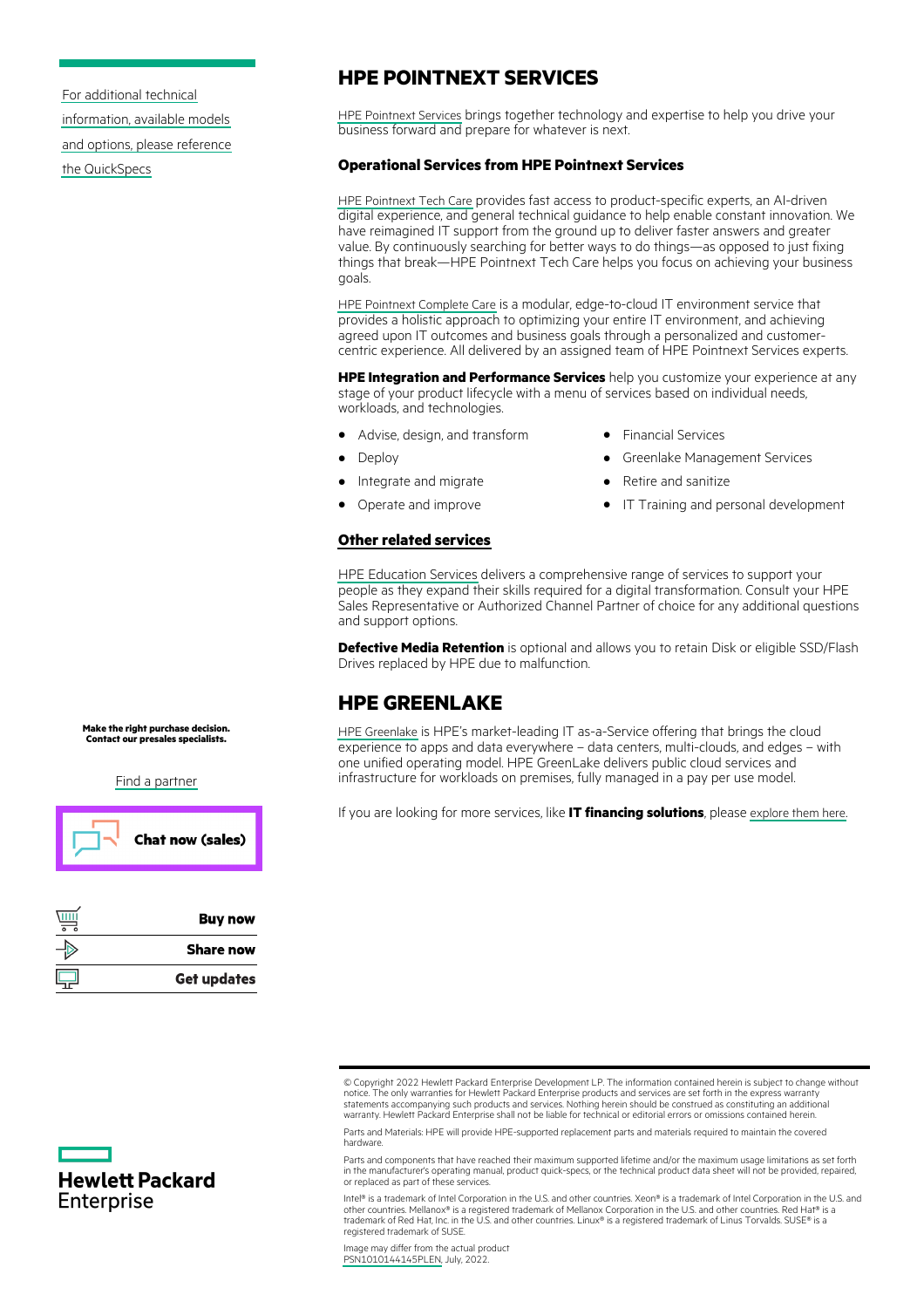For additional technical information, available models and options, please reference the QuickSpecs

## HPE POINTNEXT SERVICES

HPE Pointnext Services brings together technology and expertise to help you drive your business forward and prepare for whatever is next.

### Operational Services from HPE Pointnext Services

HPE Pointnext Tech Care provides fast access to product-specific experts, an AI-driven digital experience, and general technical guidance to help enable constant innovation. We have reimagined IT support from the ground up to deliver faster answers and greater value. By continuously searching for better ways to do things—as opposed to just fixing things that break—HPE Pointnext Tech Care helps you focus on achieving your business goals.

HPE Pointnext Complete Care is a modular, edge-to-cloud IT environment service that provides a holistic approach to optimizing your entire IT environment, and achieving agreed upon IT outcomes and business goals through a personalized and customer-centric experience. All delivered by an assigned team of HPE Pointnext Services experts.

**HPE Integration and Performance Services** help you customize your experience at any stage of your product lifecycle with a menu of services based on individual needs, workloads, and technologies.

- Advise, design, and transform
- Deploy
- Integrate and migrate
- Operate and improve
- Financial Services
- Greenlake Management Services
- Retire and sanitize
- IT Training and personal development

### Other related services

HPE Education Services delivers a comprehensive range of services to support your people as they expand their skills required for a digital transformation. Consult your HPE Sales Representative or Authorized Channel Partner of choice for any additional questions and support options.

**Defective Media Retention** is optional and allows you to retain Disk or eligible SSD/Flash Drives replaced by HPE due to malfunction.

## HPE GREENLAKE

HPE Greenlake is HPE's market-leading IT as-a-Service offering that brings the cloud experience to apps and data everywhere – data centers, multi-clouds, and edges – with one unified operating model. HPE GreenLake delivers public cloud services and infrastructure for workloads on premises, fully managed in a pay per use model.

If you are looking for more services, like **IT financing solutions**, please explore them here.

**Make the right purchase decision. Contact our presales specialists.**

Find a partner

**Chat now (sales)**

**Buy now**

**Share now**

**Get updates**

© Copyright 2022 Hewlett Packard Enterprise Development LP. The information contained herein is subject to change without notice. The only warranties for Hewlett Packard Enterprise products and services are set forth in the express warranty statements accompanying such products and services. Nothing herein should be construed as constituting an additional warranty. Hewlett Packard Enterprise shall not be liable for technical or editorial errors or omissions contained herein.

Parts and Materials: HPE will provide HPE-supported replacement parts and materials required to maintain the covered hardware.

Parts and components that have reached their maximum supported lifetime and/or the maximum usage limitations as set forth in the manufacturer's operating manual, product quick-specs, or the technical product data sheet will not be provided, repaired, or replaced as part of these services.

Intel® is a trademark of Intel Corporation in the U.S. and other countries. Xeon® is a trademark of Intel Corporation in the U.S. and other countries. Mellanox® is a registered trademark of Mellanox Corporation in the U.S. and other countries. Red Hat® is a trademark of Red Hat, Inc. in the U.S. and other countries. Linux® is a registered trademark of Linus Torvalds. SUSE® is a registered trademark of SUSE.

Image may differ from the actual product

PSN1010144145PLEN, July, 2022.

Hewlett Packard Enterprise